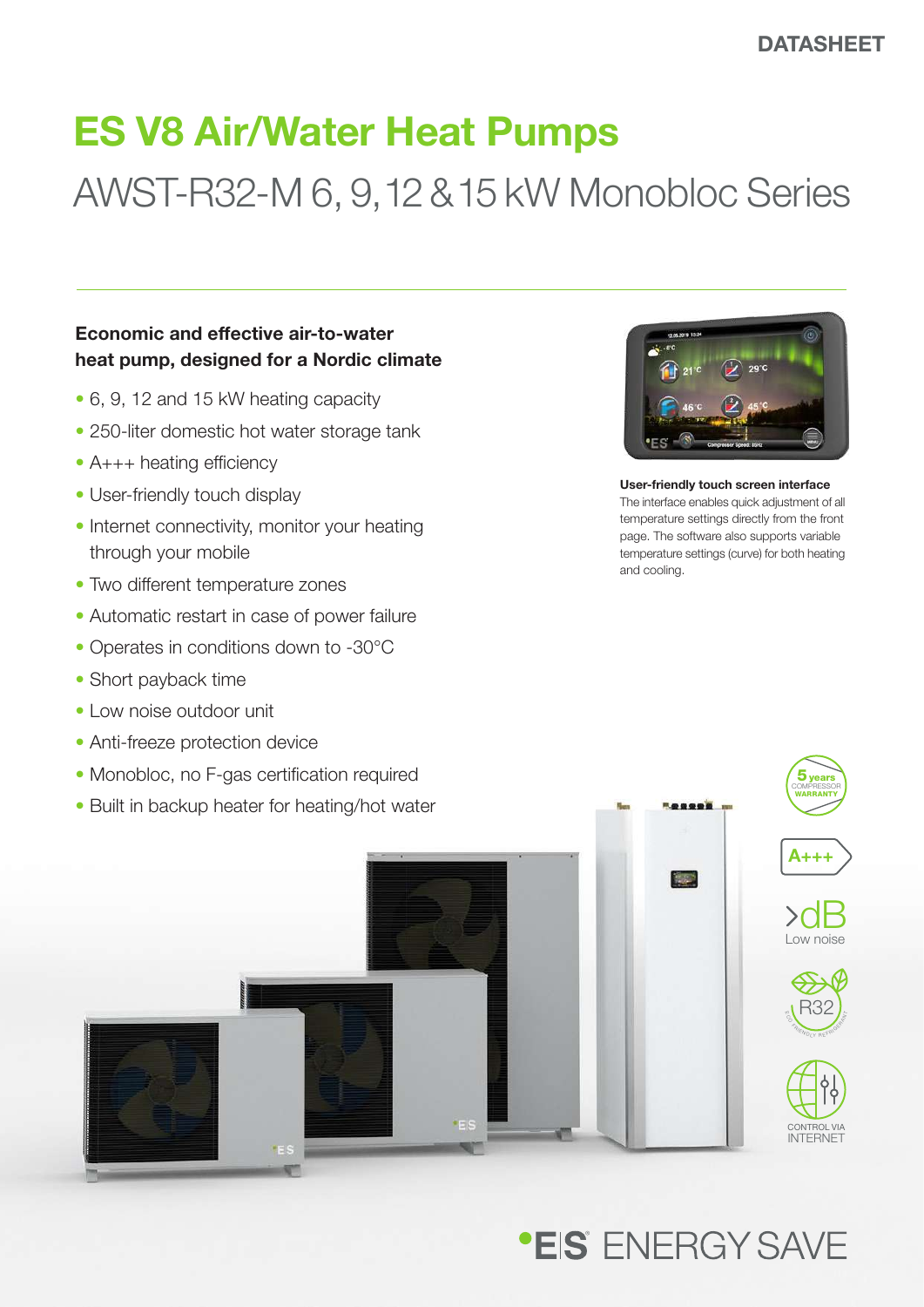DATASHEET

# ES V8 Air/Water Heat Pumps

## AWST-R32-M 6, 9, 12 & 15 kW Monobloc Series

**Economic and effective air-to-water heat pump, designed for a Nordic climate**

- 6, 9, 12 and 15 kW heating capacity
- 250-liter domestic hot water storage tank
- A+++ heating efficiency
- User-friendly touch display
- Internet connectivity, monitor your heating through your mobile
- Two different temperature zones
- Automatic restart in case of power failure
- Operates in conditions down to -30°C
- Short payback time
- Low noise outdoor unit
- Anti-freeze protection device
- Monobloc, no F-gas certification required
- Built in backup heater for heating/hot water

**User-friendly touch screen interface**
The interface enables quick adjustment of all temperature settings directly from the front page. The software also supports variable temperature settings (curve) for both heating and cooling.

5 years COMPRESSOR WARRANTY

A+++

>dB Low noise

R32 ECO FRIENDLY REFRIGERANT

CONTROL VIA INTERNET

ES ENERGY SAVE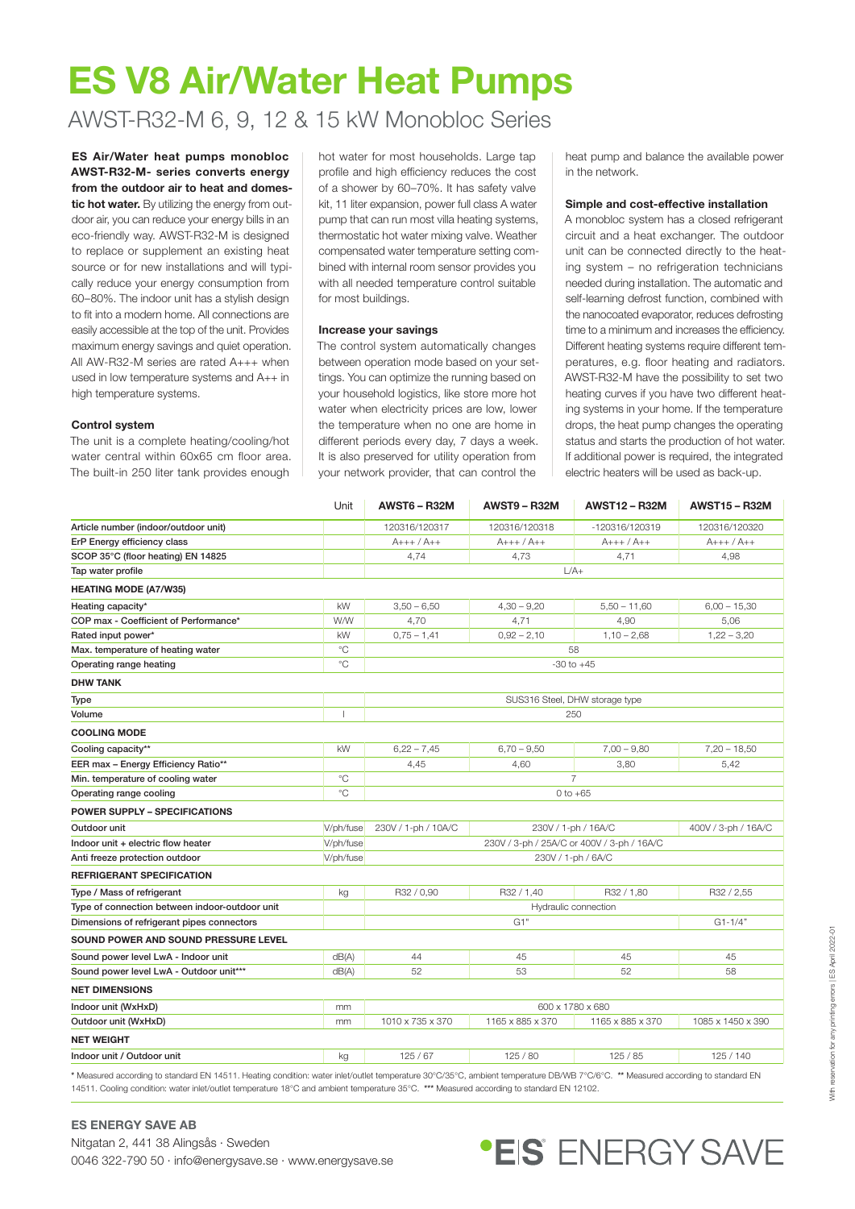# ES V8 Air/Water Heat Pumps

## AWST-R32-M 6, 9, 12 & 15 kW Monobloc Series

**ES Air/Water heat pumps monobloc AWST-R32-M- series converts energy from the outdoor air to heat and domestic hot water.** By utilizing the energy from outdoor air, you can reduce your energy bills in an eco-friendly way. AWST-R32-M is designed to replace or supplement an existing heat source or for new installations and will typically reduce your energy consumption from 60–80%. The indoor unit has a stylish design to fit into a modern home. All connections are easily accessible at the top of the unit. Provides maximum energy savings and quiet operation. All AW-R32-M series are rated A+++ when used in low temperature systems and A++ in high temperature systems.

### Control system

The unit is a complete heating/cooling/hot water central within 60x65 cm floor area. The built-in 250 liter tank provides enough hot water for most households. Large tap profile and high efficiency reduces the cost of a shower by 60–70%. It has safety valve kit, 11 liter expansion, power full class A water pump that can run most villa heating systems, thermostatic hot water mixing valve. Weather compensated water temperature setting combined with internal room sensor provides you with all needed temperature control suitable for most buildings.

### Increase your savings

The control system automatically changes between operation mode based on your settings. You can optimize the running based on your household logistics, like store more hot water when electricity prices are low, lower the temperature when no one are home in different periods every day, 7 days a week. It is also preserved for utility operation from your network provider, that can control the heat pump and balance the available power in the network.

### Simple and cost-effective installation

A monobloc system has a closed refrigerant circuit and a heat exchanger. The outdoor unit can be connected directly to the heating system – no refrigeration technicians needed during installation. The automatic and self-learning defrost function, combined with the nanocoated evaporator, reduces defrosting time to a minimum and increases the efficiency. Different heating systems require different temperatures, e.g. floor heating and radiators. AWST-R32-M have the possibility to set two heating curves if you have two different heating systems in your home. If the temperature drops, the heat pump changes the operating status and starts the production of hot water. If additional power is required, the integrated electric heaters will be used as back-up.

| | Unit | AWST6 – R32M | AWST9 – R32M | AWST12 – R32M | AWST15 – R32M |
|---|---|---|---|---|---|
| Article number (indoor/outdoor unit) | | 120316/120317 | 120316/120318 | -120316/120319 | 120316/120320 |
| ErP Energy efficiency class | | A+++ / A++ | A+++ / A++ | A+++ / A++ | A+++ / A++ |
| SCOP 35°C (floor heating) EN 14825 | | 4,74 | 4,73 | 4,71 | 4,98 |
| Tap water profile | | L/A+ | | | |
| **HEATING MODE (A7/W35)** | | | | | |
| Heating capacity* | kW | 3,50 – 6,50 | 4,30 – 9,20 | 5,50 – 11,60 | 6,00 – 15,30 |
| COP max - Coefficient of Performance* | W/W | 4,70 | 4,71 | 4,90 | 5,06 |
| Rated input power* | kW | 0,75 – 1,41 | 0,92 – 2,10 | 1,10 – 2,68 | 1,22 – 3,20 |
| Max. temperature of heating water | °C | 58 | | | |
| Operating range heating | °C | -30 to +45 | | | |
| **DHW TANK** | | | | | |
| Type | | SUS316 Steel, DHW storage type | | | |
| Volume | l | 250 | | | |
| **COOLING MODE** | | | | | |
| Cooling capacity** | kW | 6,22 – 7,45 | 6,70 – 9,50 | 7,00 – 9,80 | 7,20 – 18,50 |
| EER max – Energy Efficiency Ratio** | | 4,45 | 4,60 | 3,80 | 5,42 |
| Min. temperature of cooling water | °C | 7 | | | |
| Operating range cooling | °C | 0 to +65 | | | |
| **POWER SUPPLY – SPECIFICATIONS** | | | | | |
| Outdoor unit | V/ph/fuse | 230V / 1-ph / 10A/C | 230V / 1-ph / 16A/C | | 400V / 3-ph / 16A/C |
| Indoor unit + electric flow heater | V/ph/fuse | 230V / 3-ph / 25A/C or 400V / 3-ph / 16A/C | | | |
| Anti freeze protection outdoor | V/ph/fuse | 230V / 1-ph / 6A/C | | | |
| **REFRIGERANT SPECIFICATION** | | | | | |
| Type / Mass of refrigerant | kg | R32 / 0,90 | R32 / 1,40 | R32 / 1,80 | R32 / 2,55 |
| Type of connection between indoor-outdoor unit | | Hydraulic connection | | | |
| Dimensions of refrigerant pipes connectors | | G1" | | | G1-1/4" |
| **SOUND POWER AND SOUND PRESSURE LEVEL** | | | | | |
| Sound power level LwA - Indoor unit | dB(A) | 44 | 45 | 45 | 45 |
| Sound power level LwA - Outdoor unit*** | dB(A) | 52 | 53 | 52 | 58 |
| **NET DIMENSIONS** | | | | | |
| Indoor unit (WxHxD) | mm | 600 x 1780 x 680 | | | |
| Outdoor unit (WxHxD) | mm | 1010 x 735 x 370 | 1165 x 885 x 370 | 1165 x 885 x 370 | 1085 x 1450 x 390 |
| **NET WEIGHT** | | | | | |
| Indoor unit / Outdoor unit | kg | 125 / 67 | 125 / 80 | 125 / 85 | 125 / 140 |

* Measured according to standard EN 14511. Heating condition: water inlet/outlet temperature 30°C/35°C, ambient temperature DB/WB 7°C/6°C. ** Measured according to standard EN 14511. Cooling condition: water inlet/outlet temperature 18°C and ambient temperature 35°C. *** Measured according to standard EN 12102.

With reservation for any printing errors | ES April 2022-01

**ES ENERGY SAVE AB**
Nitgatan 2, 441 38 Alingsås · Sweden
0046 322-790 50 · info@energysave.se · www.energysave.se

ES ENERGY SAVE